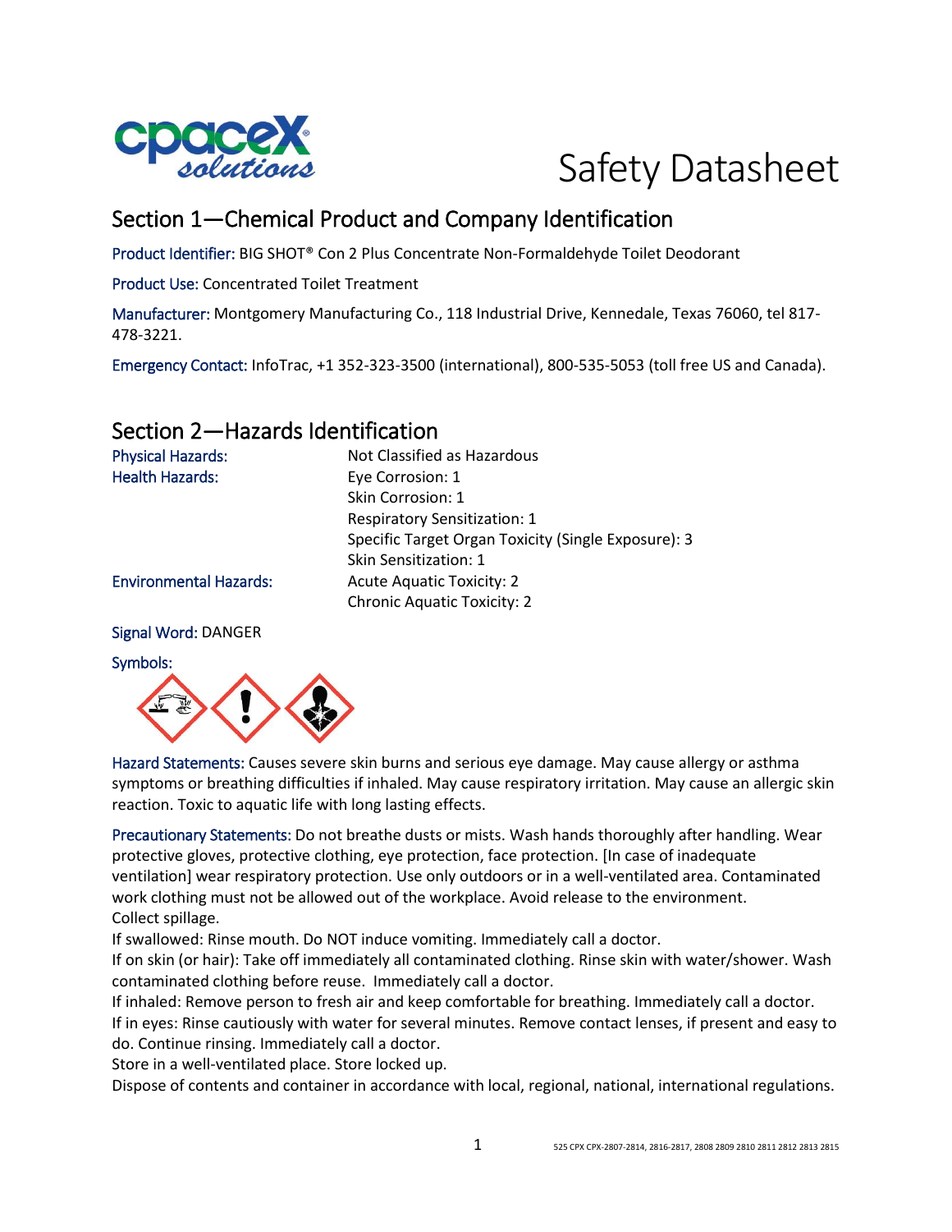# Safety Datasheet

## Section 1—Chemical Product and Company Identification

Product Identifier: BIG SHOT® Con 2 Plus Concentrate Non-Formaldehyde Toilet Deodorant

Product Use: Concentrated Toilet Treatment

Manufacturer: Montgomery Manufacturing Co., 118 Industrial Drive, Kennedale, Texas 76060, tel 817-478-3221.

Emergency Contact: InfoTrac, +1 352-323-3500 (international), 800-535-5053 (toll free US and Canada).

## Section 2—Hazards Identification

| | |
|---|---|
| Physical Hazards: | Not Classified as Hazardous |
| Health Hazards: | Eye Corrosion: 1 |
| | Skin Corrosion: 1 |
| | Respiratory Sensitization: 1 |
| | Specific Target Organ Toxicity (Single Exposure): 3 |
| | Skin Sensitization: 1 |
| Environmental Hazards: | Acute Aquatic Toxicity: 2 |
| | Chronic Aquatic Toxicity: 2 |

Signal Word: DANGER

Symbols:

Hazard Statements: Causes severe skin burns and serious eye damage. May cause allergy or asthma symptoms or breathing difficulties if inhaled. May cause respiratory irritation. May cause an allergic skin reaction. Toxic to aquatic life with long lasting effects.

Precautionary Statements: Do not breathe dusts or mists. Wash hands thoroughly after handling. Wear protective gloves, protective clothing, eye protection, face protection. [In case of inadequate ventilation] wear respiratory protection. Use only outdoors or in a well-ventilated area. Contaminated work clothing must not be allowed out of the workplace. Avoid release to the environment. Collect spillage.

If swallowed: Rinse mouth. Do NOT induce vomiting. Immediately call a doctor.

If on skin (or hair): Take off immediately all contaminated clothing. Rinse skin with water/shower. Wash contaminated clothing before reuse. Immediately call a doctor.

If inhaled: Remove person to fresh air and keep comfortable for breathing. Immediately call a doctor.

If in eyes: Rinse cautiously with water for several minutes. Remove contact lenses, if present and easy to do. Continue rinsing. Immediately call a doctor.

Store in a well-ventilated place. Store locked up.

Dispose of contents and container in accordance with local, regional, national, international regulations.

525 CPX CPX-2807-2814, 2816-2817, 2808 2809 2810 2811 2812 2813 2815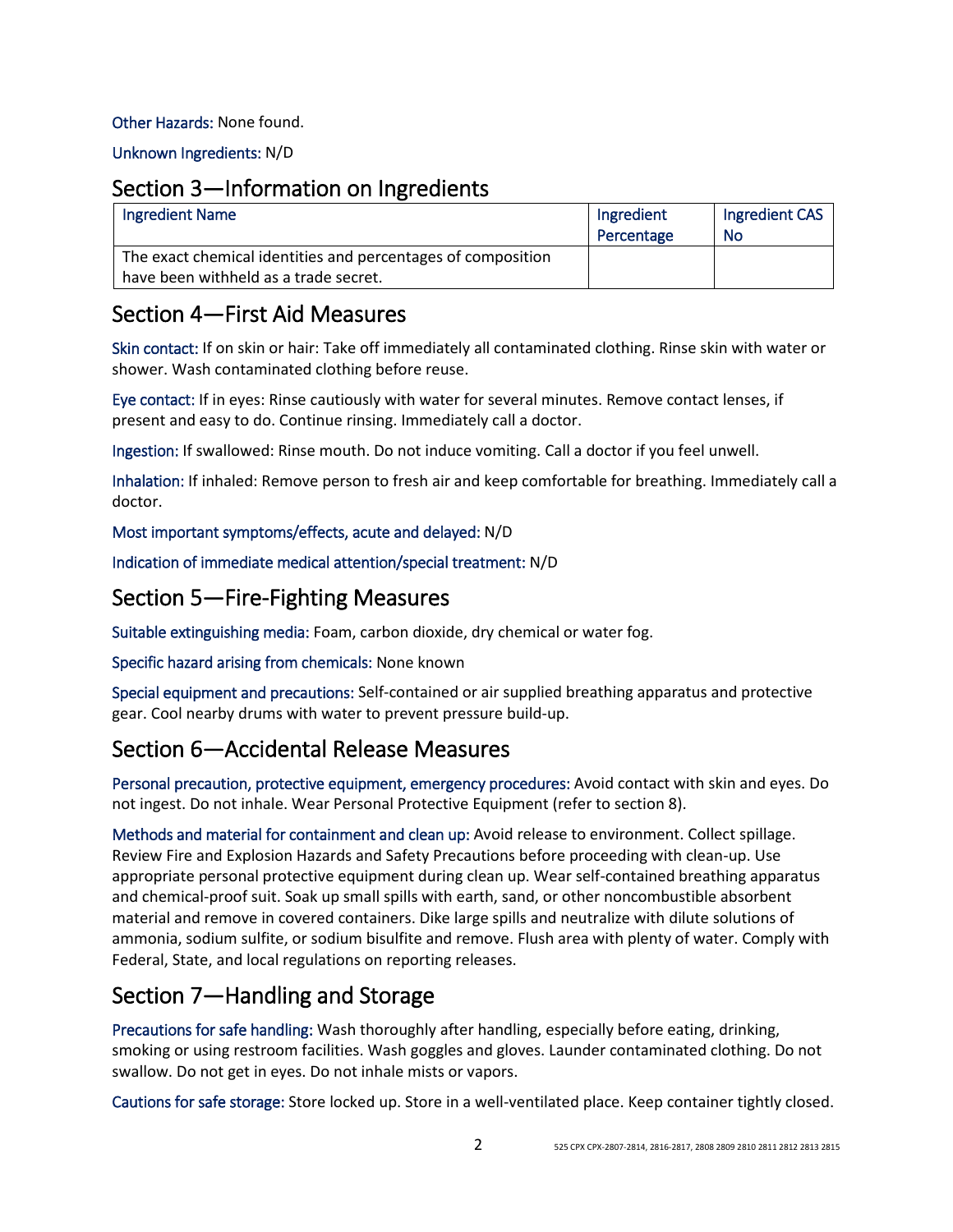**Other Hazards:** None found.

**Unknown Ingredients:** N/D

## Section 3—Information on Ingredients

| Ingredient Name | Ingredient Percentage | Ingredient CAS No |
|---|---|---|
| The exact chemical identities and percentages of composition have been withheld as a trade secret. | | |

## Section 4—First Aid Measures

**Skin contact:** If on skin or hair: Take off immediately all contaminated clothing. Rinse skin with water or shower. Wash contaminated clothing before reuse.

**Eye contact:** If in eyes: Rinse cautiously with water for several minutes. Remove contact lenses, if present and easy to do. Continue rinsing. Immediately call a doctor.

**Ingestion:** If swallowed: Rinse mouth. Do not induce vomiting. Call a doctor if you feel unwell.

**Inhalation:** If inhaled: Remove person to fresh air and keep comfortable for breathing. Immediately call a doctor.

**Most important symptoms/effects, acute and delayed:** N/D

**Indication of immediate medical attention/special treatment:** N/D

## Section 5—Fire-Fighting Measures

**Suitable extinguishing media:** Foam, carbon dioxide, dry chemical or water fog.

**Specific hazard arising from chemicals:** None known

**Special equipment and precautions:** Self-contained or air supplied breathing apparatus and protective gear. Cool nearby drums with water to prevent pressure build-up.

## Section 6—Accidental Release Measures

**Personal precaution, protective equipment, emergency procedures:** Avoid contact with skin and eyes. Do not ingest. Do not inhale. Wear Personal Protective Equipment (refer to section 8).

**Methods and material for containment and clean up:** Avoid release to environment. Collect spillage. Review Fire and Explosion Hazards and Safety Precautions before proceeding with clean-up. Use appropriate personal protective equipment during clean up. Wear self-contained breathing apparatus and chemical-proof suit. Soak up small spills with earth, sand, or other noncombustible absorbent material and remove in covered containers. Dike large spills and neutralize with dilute solutions of ammonia, sodium sulfite, or sodium bisulfite and remove. Flush area with plenty of water. Comply with Federal, State, and local regulations on reporting releases.

## Section 7—Handling and Storage

**Precautions for safe handling:** Wash thoroughly after handling, especially before eating, drinking, smoking or using restroom facilities. Wash goggles and gloves. Launder contaminated clothing. Do not swallow. Do not get in eyes. Do not inhale mists or vapors.

**Cautions for safe storage:** Store locked up. Store in a well-ventilated place. Keep container tightly closed.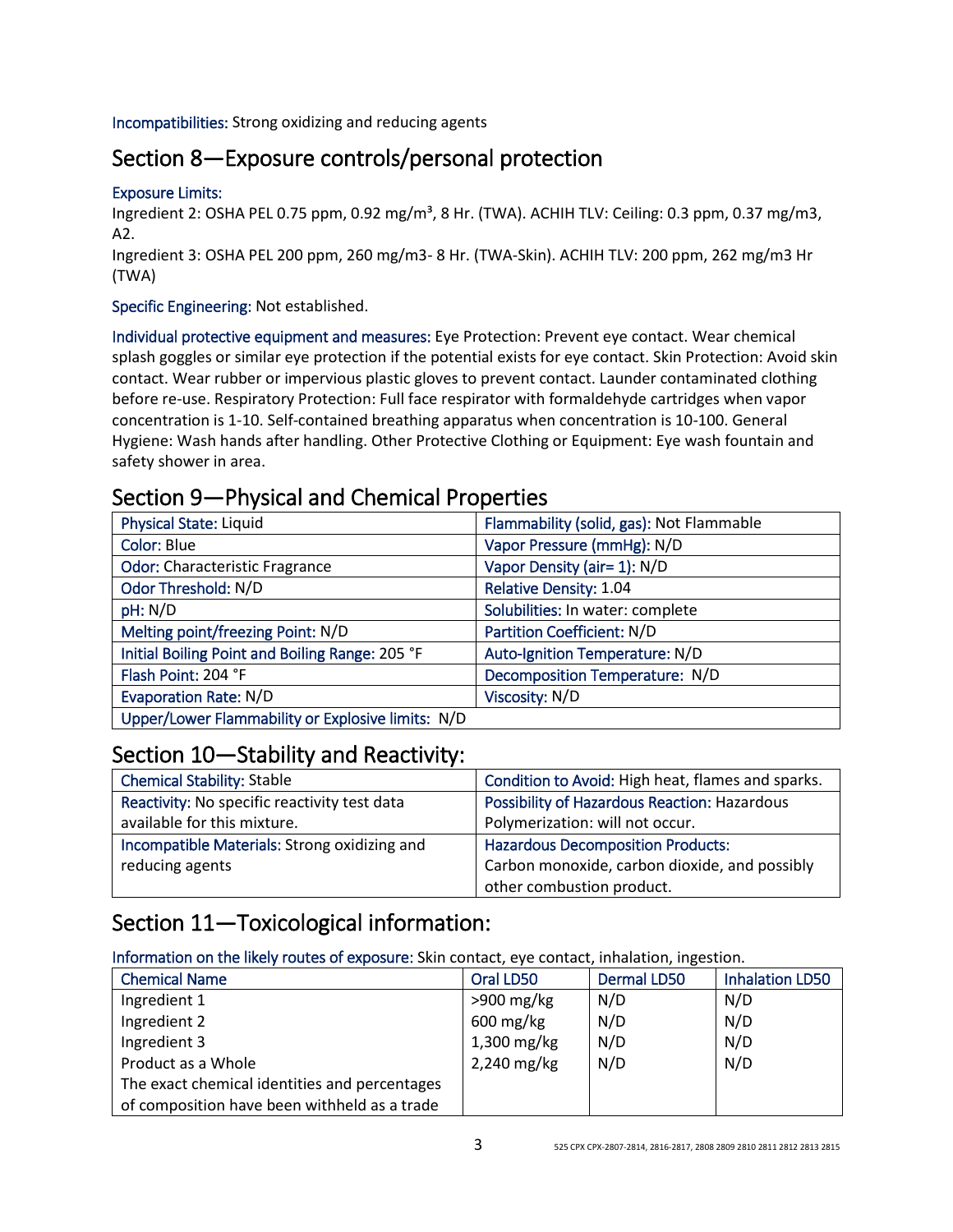Incompatibilities: Strong oxidizing and reducing agents

## Section 8—Exposure controls/personal protection

Exposure Limits:

Ingredient 2: OSHA PEL 0.75 ppm, 0.92 mg/m³, 8 Hr. (TWA). ACHIH TLV: Ceiling: 0.3 ppm, 0.37 mg/m3, A2.

Ingredient 3: OSHA PEL 200 ppm, 260 mg/m3- 8 Hr. (TWA-Skin). ACHIH TLV: 200 ppm, 262 mg/m3 Hr (TWA)

Specific Engineering: Not established.

Individual protective equipment and measures: Eye Protection: Prevent eye contact. Wear chemical splash goggles or similar eye protection if the potential exists for eye contact. Skin Protection: Avoid skin contact. Wear rubber or impervious plastic gloves to prevent contact. Launder contaminated clothing before re-use. Respiratory Protection: Full face respirator with formaldehyde cartridges when vapor concentration is 1-10. Self-contained breathing apparatus when concentration is 10-100. General Hygiene: Wash hands after handling. Other Protective Clothing or Equipment: Eye wash fountain and safety shower in area.

## Section 9—Physical and Chemical Properties

| | |
|---|---|
| Physical State: Liquid | Flammability (solid, gas): Not Flammable |
| Color: Blue | Vapor Pressure (mmHg): N/D |
| Odor: Characteristic Fragrance | Vapor Density (air= 1): N/D |
| Odor Threshold: N/D | Relative Density: 1.04 |
| pH: N/D | Solubilities: In water: complete |
| Melting point/freezing Point: N/D | Partition Coefficient: N/D |
| Initial Boiling Point and Boiling Range: 205 °F | Auto-Ignition Temperature: N/D |
| Flash Point: 204 °F | Decomposition Temperature: N/D |
| Evaporation Rate: N/D | Viscosity: N/D |
| Upper/Lower Flammability or Explosive limits: N/D | |

## Section 10—Stability and Reactivity:

| | |
|---|---|
| Chemical Stability: Stable | Condition to Avoid: High heat, flames and sparks. |
| Reactivity: No specific reactivity test data available for this mixture. | Possibility of Hazardous Reaction: Hazardous Polymerization: will not occur. |
| Incompatible Materials: Strong oxidizing and reducing agents | Hazardous Decomposition Products: Carbon monoxide, carbon dioxide, and possibly other combustion product. |

## Section 11—Toxicological information:

Information on the likely routes of exposure: Skin contact, eye contact, inhalation, ingestion.

| Chemical Name | Oral LD50 | Dermal LD50 | Inhalation LD50 |
|---|---|---|---|
| Ingredient 1 | >900 mg/kg | N/D | N/D |
| Ingredient 2 | 600 mg/kg | N/D | N/D |
| Ingredient 3 | 1,300 mg/kg | N/D | N/D |
| Product as a Whole | 2,240 mg/kg | N/D | N/D |
| The exact chemical identities and percentages of composition have been withheld as a trade | | | |

525 CPX CPX-2807-2814, 2816-2817, 2808 2809 2810 2811 2812 2813 2815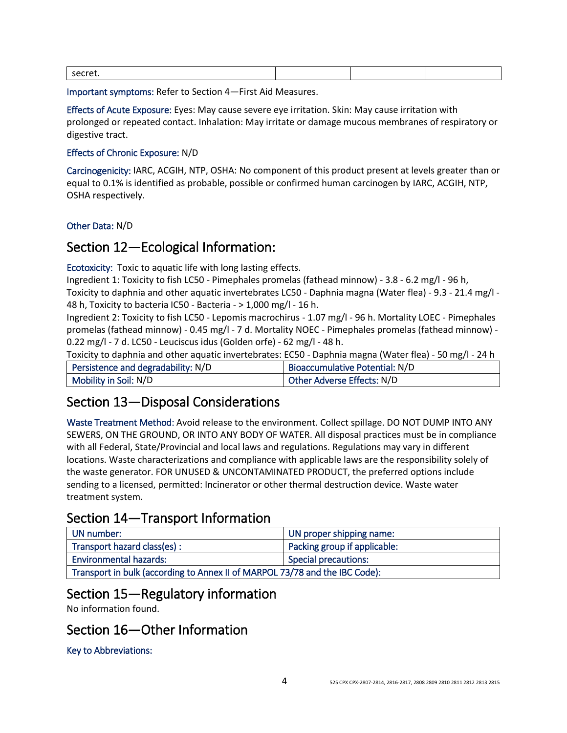| secret. | | | |
|---|---|---|---|

Important symptoms: Refer to Section 4—First Aid Measures.

Effects of Acute Exposure: Eyes: May cause severe eye irritation. Skin: May cause irritation with prolonged or repeated contact. Inhalation: May irritate or damage mucous membranes of respiratory or digestive tract.

Effects of Chronic Exposure: N/D

Carcinogenicity: IARC, ACGIH, NTP, OSHA: No component of this product present at levels greater than or equal to 0.1% is identified as probable, possible or confirmed human carcinogen by IARC, ACGIH, NTP, OSHA respectively.

Other Data: N/D

## Section 12—Ecological Information:

Ecotoxicity: Toxic to aquatic life with long lasting effects.
Ingredient 1: Toxicity to fish LC50 - Pimephales promelas (fathead minnow) - 3.8 - 6.2 mg/l - 96 h, Toxicity to daphnia and other aquatic invertebrates LC50 - Daphnia magna (Water flea) - 9.3 - 21.4 mg/l - 48 h, Toxicity to bacteria IC50 - Bacteria - > 1,000 mg/l - 16 h.
Ingredient 2: Toxicity to fish LC50 - Lepomis macrochirus - 1.07 mg/l - 96 h. Mortality LOEC - Pimephales promelas (fathead minnow) - 0.45 mg/l - 7 d. Mortality NOEC - Pimephales promelas (fathead minnow) - 0.22 mg/l - 7 d. LC50 - Leuciscus idus (Golden orfe) - 62 mg/l - 48 h.
Toxicity to daphnia and other aquatic invertebrates: EC50 - Daphnia magna (Water flea) - 50 mg/l - 24 h

| Persistence and degradability: N/D | Bioaccumulative Potential: N/D |
|---|---|
| Mobility in Soil: N/D | Other Adverse Effects: N/D |

## Section 13—Disposal Considerations

Waste Treatment Method: Avoid release to the environment. Collect spillage. DO NOT DUMP INTO ANY SEWERS, ON THE GROUND, OR INTO ANY BODY OF WATER. All disposal practices must be in compliance with all Federal, State/Provincial and local laws and regulations. Regulations may vary in different locations. Waste characterizations and compliance with applicable laws are the responsibility solely of the waste generator. FOR UNUSED & UNCONTAMINATED PRODUCT, the preferred options include sending to a licensed, permitted: Incinerator or other thermal destruction device. Waste water treatment system.

## Section 14—Transport Information

| UN number: | UN proper shipping name: |
|---|---|
| Transport hazard class(es) : | Packing group if applicable: |
| Environmental hazards: | Special precautions: |
| Transport in bulk (according to Annex II of MARPOL 73/78 and the IBC Code): | |

## Section 15—Regulatory information

No information found.

## Section 16—Other Information

Key to Abbreviations: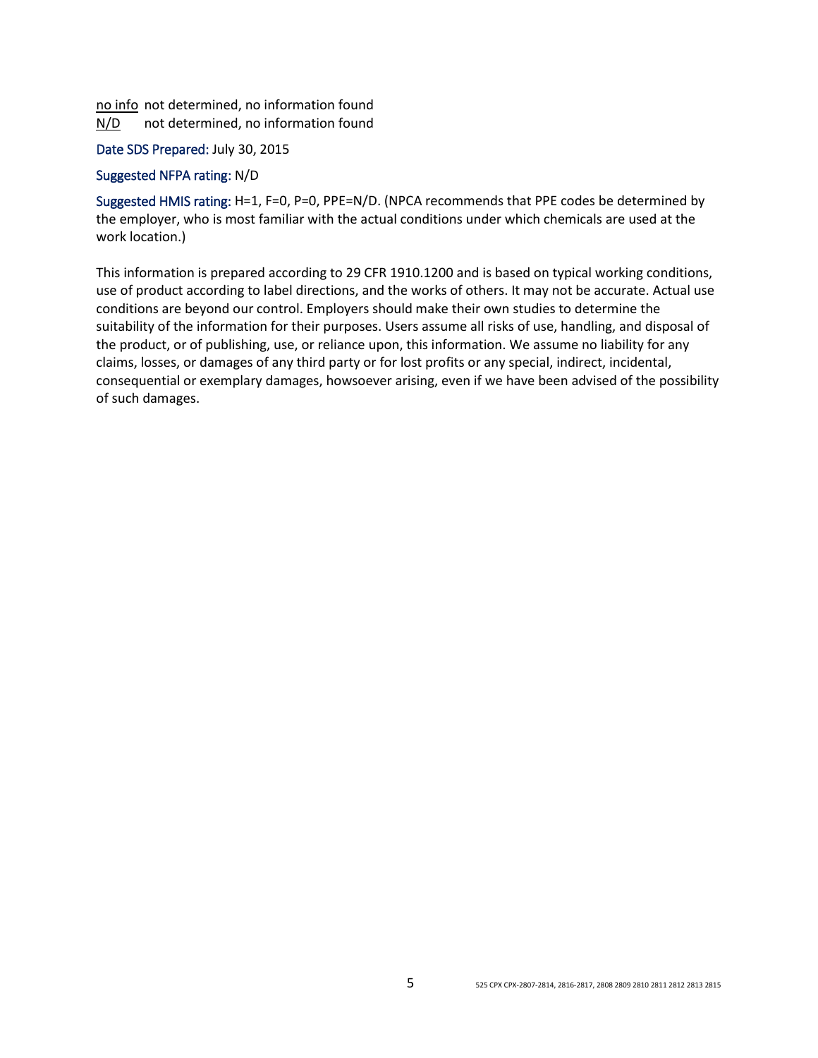no info  not determined, no information found
N/D  not determined, no information found

Date SDS Prepared: July 30, 2015

Suggested NFPA rating: N/D

Suggested HMIS rating: H=1, F=0, P=0, PPE=N/D. (NPCA recommends that PPE codes be determined by the employer, who is most familiar with the actual conditions under which chemicals are used at the work location.)

This information is prepared according to 29 CFR 1910.1200 and is based on typical working conditions, use of product according to label directions, and the works of others. It may not be accurate. Actual use conditions are beyond our control. Employers should make their own studies to determine the suitability of the information for their purposes. Users assume all risks of use, handling, and disposal of the product, or of publishing, use, or reliance upon, this information. We assume no liability for any claims, losses, or damages of any third party or for lost profits or any special, indirect, incidental, consequential or exemplary damages, howsoever arising, even if we have been advised of the possibility of such damages.